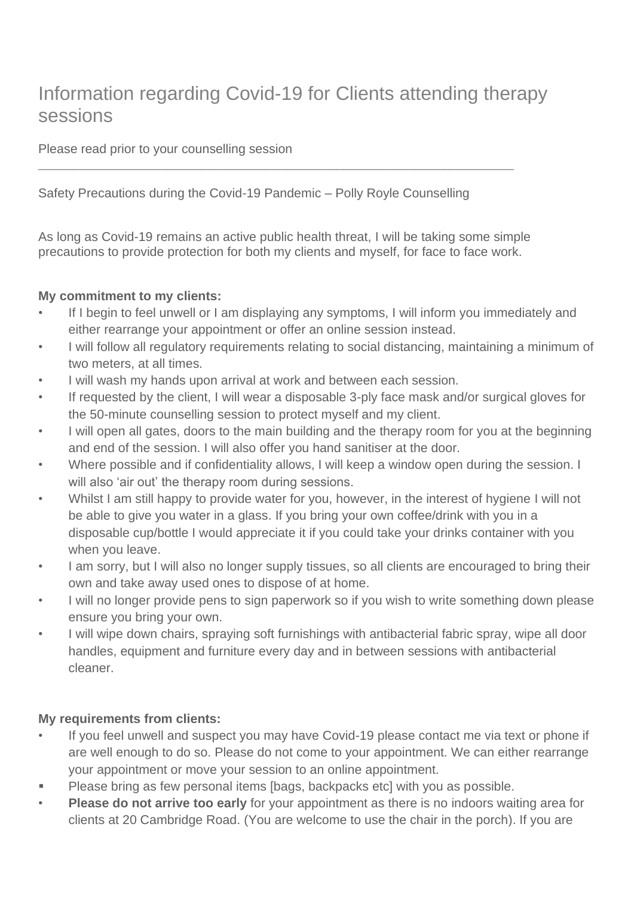# Information regarding Covid-19 for Clients attending therapy sessions

Please read prior to your counselling session

---

Safety Precautions during the Covid-19 Pandemic – Polly Royle Counselling

As long as Covid-19 remains an active public health threat, I will be taking some simple precautions to provide protection for both my clients and myself, for face to face work.

**My commitment to my clients:**

- If I begin to feel unwell or I am displaying any symptoms, I will inform you immediately and either rearrange your appointment or offer an online session instead.
- I will follow all regulatory requirements relating to social distancing, maintaining a minimum of two meters, at all times.
- I will wash my hands upon arrival at work and between each session.
- If requested by the client, I will wear a disposable 3-ply face mask and/or surgical gloves for the 50-minute counselling session to protect myself and my client.
- I will open all gates, doors to the main building and the therapy room for you at the beginning and end of the session. I will also offer you hand sanitiser at the door.
- Where possible and if confidentiality allows, I will keep a window open during the session. I will also 'air out' the therapy room during sessions.
- Whilst I am still happy to provide water for you, however, in the interest of hygiene I will not be able to give you water in a glass. If you bring your own coffee/drink with you in a disposable cup/bottle I would appreciate it if you could take your drinks container with you when you leave.
- I am sorry, but I will also no longer supply tissues, so all clients are encouraged to bring their own and take away used ones to dispose of at home.
- I will no longer provide pens to sign paperwork so if you wish to write something down please ensure you bring your own.
- I will wipe down chairs, spraying soft furnishings with antibacterial fabric spray, wipe all door handles, equipment and furniture every day and in between sessions with antibacterial cleaner.

**My requirements from clients:**

- If you feel unwell and suspect you may have Covid-19 please contact me via text or phone if are well enough to do so. Please do not come to your appointment. We can either rearrange your appointment or move your session to an online appointment.
- Please bring as few personal items [bags, backpacks etc] with you as possible.
- **Please do not arrive too early** for your appointment as there is no indoors waiting area for clients at 20 Cambridge Road. (You are welcome to use the chair in the porch). If you are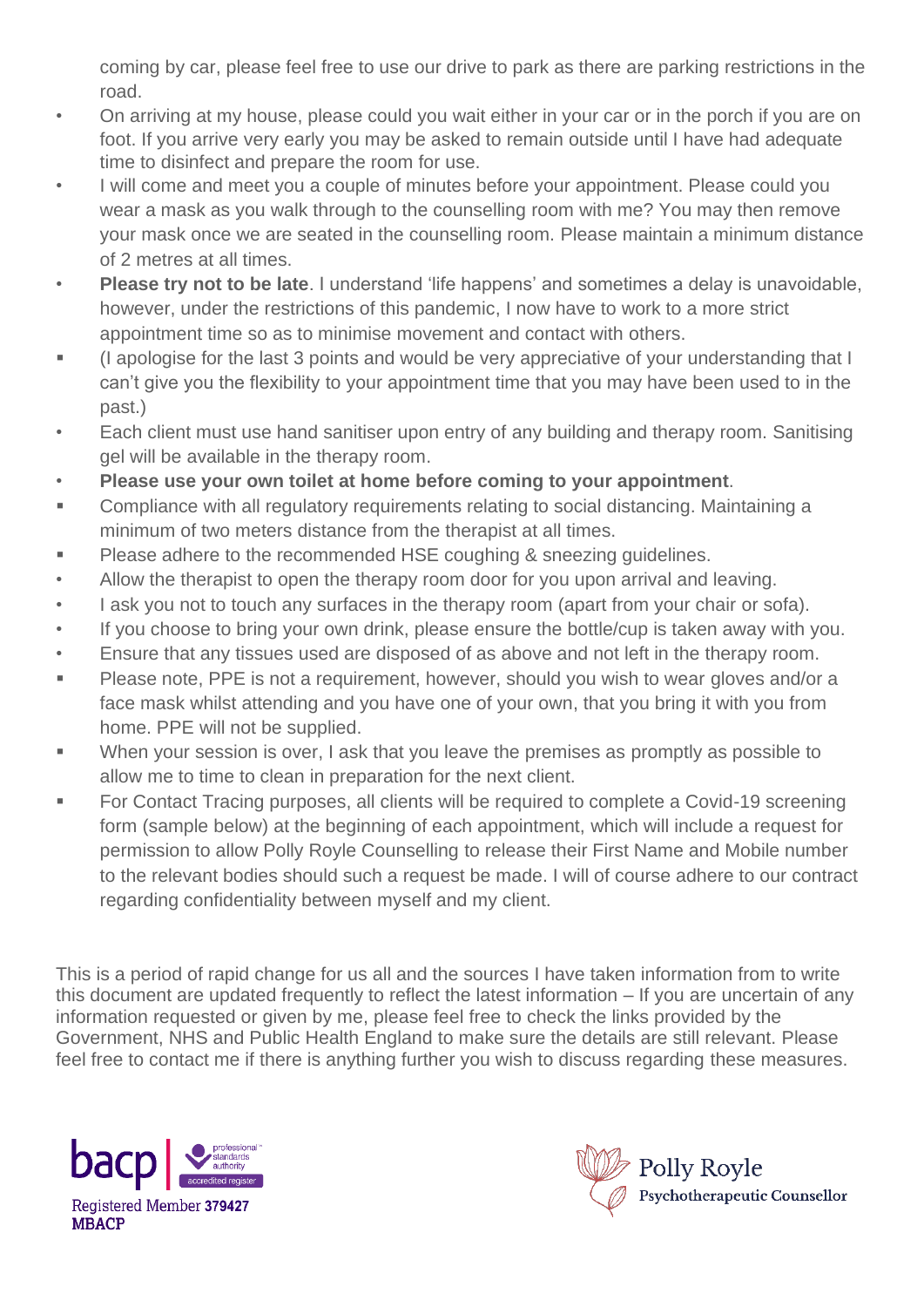coming by car, please feel free to use our drive to park as there are parking restrictions in the road.

- On arriving at my house, please could you wait either in your car or in the porch if you are on foot. If you arrive very early you may be asked to remain outside until I have had adequate time to disinfect and prepare the room for use.
- I will come and meet you a couple of minutes before your appointment. Please could you wear a mask as you walk through to the counselling room with me? You may then remove your mask once we are seated in the counselling room. Please maintain a minimum distance of 2 metres at all times.
- **Please try not to be late**. I understand 'life happens' and sometimes a delay is unavoidable, however, under the restrictions of this pandemic, I now have to work to a more strict appointment time so as to minimise movement and contact with others.
- (I apologise for the last 3 points and would be very appreciative of your understanding that I can't give you the flexibility to your appointment time that you may have been used to in the past.)
- Each client must use hand sanitiser upon entry of any building and therapy room. Sanitising gel will be available in the therapy room.
- **Please use your own toilet at home before coming to your appointment**.
- Compliance with all regulatory requirements relating to social distancing. Maintaining a minimum of two meters distance from the therapist at all times.
- Please adhere to the recommended HSE coughing & sneezing guidelines.
- Allow the therapist to open the therapy room door for you upon arrival and leaving.
- I ask you not to touch any surfaces in the therapy room (apart from your chair or sofa).
- If you choose to bring your own drink, please ensure the bottle/cup is taken away with you.
- Ensure that any tissues used are disposed of as above and not left in the therapy room.
- Please note, PPE is not a requirement, however, should you wish to wear gloves and/or a face mask whilst attending and you have one of your own, that you bring it with you from home. PPE will not be supplied.
- When your session is over, I ask that you leave the premises as promptly as possible to allow me to time to clean in preparation for the next client.
- For Contact Tracing purposes, all clients will be required to complete a Covid-19 screening form (sample below) at the beginning of each appointment, which will include a request for permission to allow Polly Royle Counselling to release their First Name and Mobile number to the relevant bodies should such a request be made. I will of course adhere to our contract regarding confidentiality between myself and my client.

This is a period of rapid change for us all and the sources I have taken information from to write this document are updated frequently to reflect the latest information – If you are uncertain of any information requested or given by me, please feel free to check the links provided by the Government, NHS and Public Health England to make sure the details are still relevant. Please feel free to contact me if there is anything further you wish to discuss regarding these measures.

bacp | professional standards authority accredited register

Registered Member 379427
MBACP

Polly Royle
Psychotherapeutic Counsellor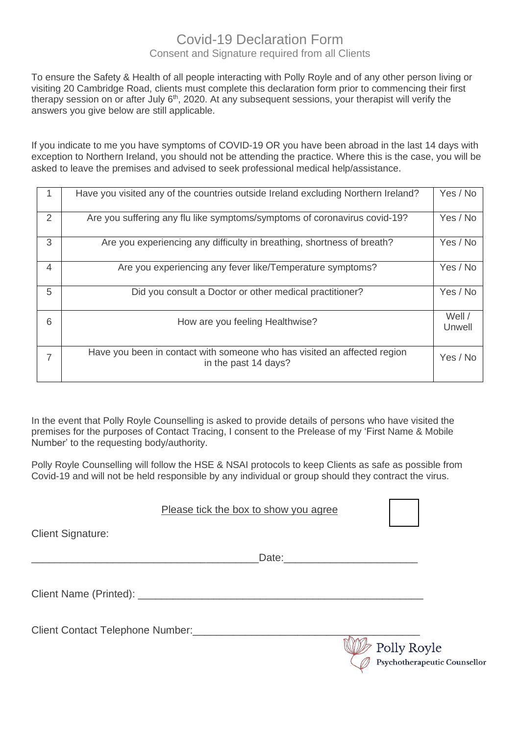# Covid-19 Declaration Form

Consent and Signature required from all Clients

To ensure the Safety & Health of all people interacting with Polly Royle and of any other person living or visiting 20 Cambridge Road, clients must complete this declaration form prior to commencing their first therapy session on or after July 6th, 2020. At any subsequent sessions, your therapist will verify the answers you give below are still applicable.

If you indicate to me you have symptoms of COVID-19 OR you have been abroad in the last 14 days with exception to Northern Ireland, you should not be attending the practice. Where this is the case, you will be asked to leave the premises and advised to seek professional medical help/assistance.

| | | |
|---|---|---|
| 1 | Have you visited any of the countries outside Ireland excluding Northern Ireland? | Yes / No |
| 2 | Are you suffering any flu like symptoms/symptoms of coronavirus covid-19? | Yes / No |
| 3 | Are you experiencing any difficulty in breathing, shortness of breath? | Yes / No |
| 4 | Are you experiencing any fever like/Temperature symptoms? | Yes / No |
| 5 | Did you consult a Doctor or other medical practitioner? | Yes / No |
| 6 | How are you feeling Healthwise? | Well / Unwell |
| 7 | Have you been in contact with someone who has visited an affected region in the past 14 days? | Yes / No |

In the event that Polly Royle Counselling is asked to provide details of persons who have visited the premises for the purposes of Contact Tracing, I consent to the Prelease of my 'First Name & Mobile Number' to the requesting body/authority.

Polly Royle Counselling will follow the HSE & NSAI protocols to keep Clients as safe as possible from Covid-19 and will not be held responsible by any individual or group should they contract the virus.

Please tick the box to show you agree ☐

Client Signature:

________________________________________ Date: ______________________

Client Name (Printed): ___________________________________________________

Client Contact Telephone Number: ________________________________________

Polly Royle
Psychotherapeutic Counsellor